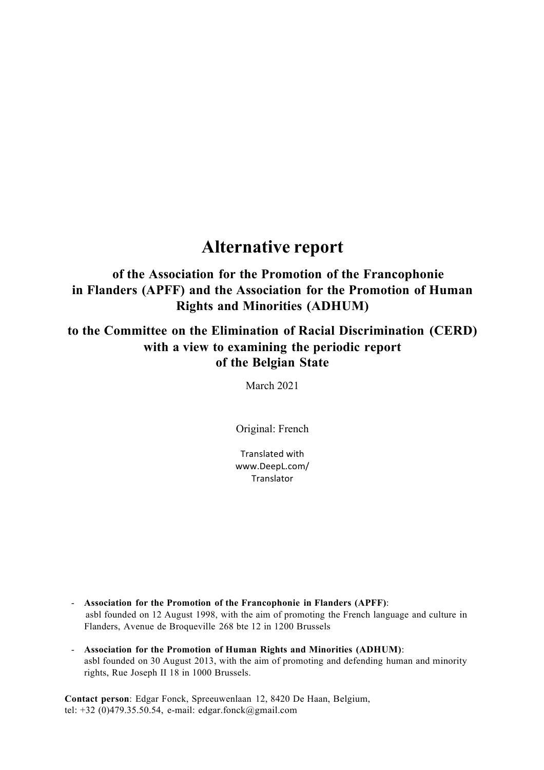# Alternative report

**of the Association for the Promotion of the Francophonie in Flanders (APFF) and the Association for the Promotion of Human Rights and Minorities (ADHUM)**

**to the Committee on the Elimination of Racial Discrimination (CERD) with a view to examining the periodic report of the Belgian State**

March 2021

Original: French

Translated with www.DeepL.com/ Translator

- **Association for the Promotion of the Francophonie in Flanders (APFF)**: asbl founded on 12 August 1998, with the aim of promoting the French language and culture in Flanders, Avenue de Broqueville 268 bte 12 in 1200 Brussels

- **Association for the Promotion of Human Rights and Minorities (ADHUM)**: asbl founded on 30 August 2013, with the aim of promoting and defending human and minority rights, Rue Joseph II 18 in 1000 Brussels.

**Contact person**: Edgar Fonck, Spreeuwenlaan 12, 8420 De Haan, Belgium, tel: +32 (0)479.35.50.54, e-mail: edgar.fonck@gmail.com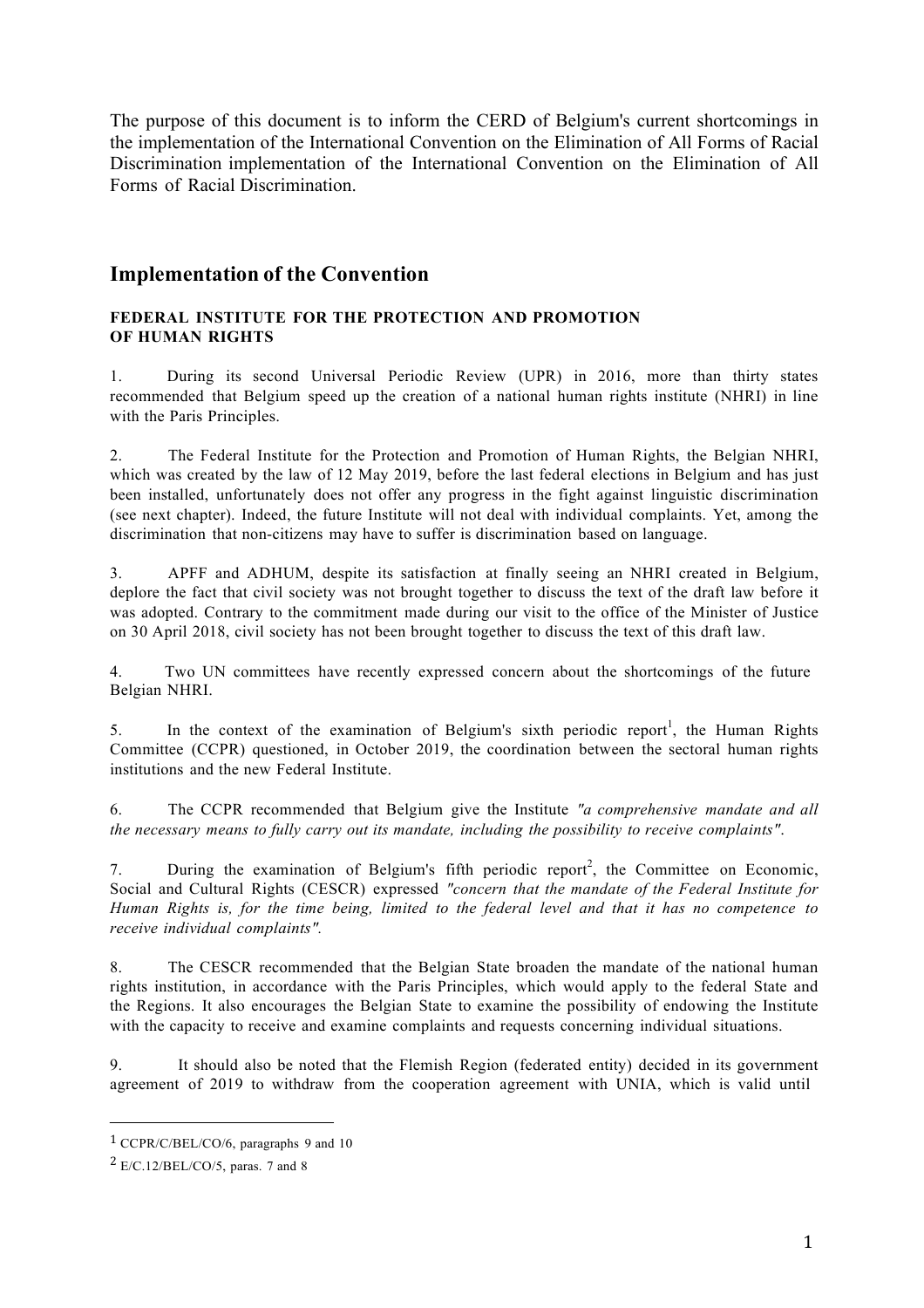The purpose of this document is to inform the CERD of Belgium's current shortcomings in the implementation of the International Convention on the Elimination of All Forms of Racial Discrimination implementation of the International Convention on the Elimination of All Forms of Racial Discrimination.

## Implementation of the Convention

### FEDERAL INSTITUTE FOR THE PROTECTION AND PROMOTION OF HUMAN RIGHTS

1. During its second Universal Periodic Review (UPR) in 2016, more than thirty states recommended that Belgium speed up the creation of a national human rights institute (NHRI) in line with the Paris Principles.

2. The Federal Institute for the Protection and Promotion of Human Rights, the Belgian NHRI, which was created by the law of 12 May 2019, before the last federal elections in Belgium and has just been installed, unfortunately does not offer any progress in the fight against linguistic discrimination (see next chapter). Indeed, the future Institute will not deal with individual complaints. Yet, among the discrimination that non-citizens may have to suffer is discrimination based on language.

3. APFF and ADHUM, despite its satisfaction at finally seeing an NHRI created in Belgium, deplore the fact that civil society was not brought together to discuss the text of the draft law before it was adopted. Contrary to the commitment made during our visit to the office of the Minister of Justice on 30 April 2018, civil society has not been brought together to discuss the text of this draft law.

4. Two UN committees have recently expressed concern about the shortcomings of the future Belgian NHRI.

5. In the context of the examination of Belgium's sixth periodic report[1], the Human Rights Committee (CCPR) questioned, in October 2019, the coordination between the sectoral human rights institutions and the new Federal Institute.

6. The CCPR recommended that Belgium give the Institute *"a comprehensive mandate and all the necessary means to fully carry out its mandate, including the possibility to receive complaints"*.

7. During the examination of Belgium's fifth periodic report[2], the Committee on Economic, Social and Cultural Rights (CESCR) expressed *"concern that the mandate of the Federal Institute for Human Rights is, for the time being, limited to the federal level and that it has no competence to receive individual complaints"*.

8. The CESCR recommended that the Belgian State broaden the mandate of the national human rights institution, in accordance with the Paris Principles, which would apply to the federal State and the Regions. It also encourages the Belgian State to examine the possibility of endowing the Institute with the capacity to receive and examine complaints and requests concerning individual situations.

9. It should also be noted that the Flemish Region (federated entity) decided in its government agreement of 2019 to withdraw from the cooperation agreement with UNIA, which is valid until

---

[1] CCPR/C/BEL/CO/6, paragraphs 9 and 10

[2] E/C.12/BEL/CO/5, paras. 7 and 8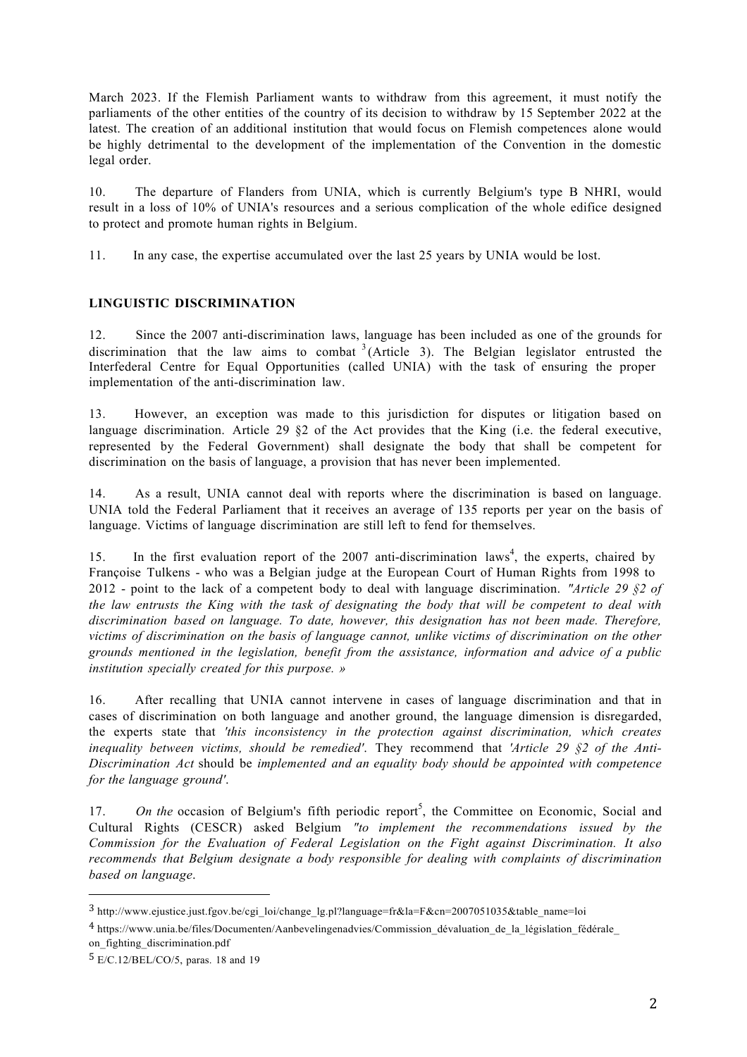March 2023. If the Flemish Parliament wants to withdraw from this agreement, it must notify the parliaments of the other entities of the country of its decision to withdraw by 15 September 2022 at the latest. The creation of an additional institution that would focus on Flemish competences alone would be highly detrimental to the development of the implementation of the Convention in the domestic legal order.

10. The departure of Flanders from UNIA, which is currently Belgium's type B NHRI, would result in a loss of 10% of UNIA's resources and a serious complication of the whole edifice designed to protect and promote human rights in Belgium.

11. In any case, the expertise accumulated over the last 25 years by UNIA would be lost.

## LINGUISTIC DISCRIMINATION

12. Since the 2007 anti-discrimination laws, language has been included as one of the grounds for discrimination that the law aims to combat [3] (Article 3). The Belgian legislator entrusted the Interfederal Centre for Equal Opportunities (called UNIA) with the task of ensuring the proper implementation of the anti-discrimination law.

13. However, an exception was made to this jurisdiction for disputes or litigation based on language discrimination. Article 29 §2 of the Act provides that the King (i.e. the federal executive, represented by the Federal Government) shall designate the body that shall be competent for discrimination on the basis of language, a provision that has never been implemented.

14. As a result, UNIA cannot deal with reports where the discrimination is based on language. UNIA told the Federal Parliament that it receives an average of 135 reports per year on the basis of language. Victims of language discrimination are still left to fend for themselves.

15. In the first evaluation report of the 2007 anti-discrimination laws[4], the experts, chaired by Françoise Tulkens - who was a Belgian judge at the European Court of Human Rights from 1998 to 2012 - point to the lack of a competent body to deal with language discrimination. *"Article 29 §2 of the law entrusts the King with the task of designating the body that will be competent to deal with discrimination based on language. To date, however, this designation has not been made. Therefore, victims of discrimination on the basis of language cannot, unlike victims of discrimination on the other grounds mentioned in the legislation, benefit from the assistance, information and advice of a public institution specially created for this purpose. »*

16. After recalling that UNIA cannot intervene in cases of language discrimination and that in cases of discrimination on both language and another ground, the language dimension is disregarded, the experts state that *'this inconsistency in the protection against discrimination, which creates inequality between victims, should be remedied'*. They recommend that *'Article 29 §2 of the Anti-Discrimination Act* should be *implemented and an equality body should be appointed with competence for the language ground'*.

17. *On the* occasion of Belgium's fifth periodic report[5], the Committee on Economic, Social and Cultural Rights (CESCR) asked Belgium *"to implement the recommendations issued by the Commission for the Evaluation of Federal Legislation on the Fight against Discrimination. It also recommends that Belgium designate a body responsible for dealing with complaints of discrimination based on language*.

---

[3] http://www.ejustice.just.fgov.be/cgi_loi/change_lg.pl?language=fr&la=F&cn=2007051035&table_name=loi

[4] https://www.unia.be/files/Documenten/Aanbevelingenadvies/Commission_dévaluation_de_la_législation_fédérale_on_fighting_discrimination.pdf

[5] E/C.12/BEL/CO/5, paras. 18 and 19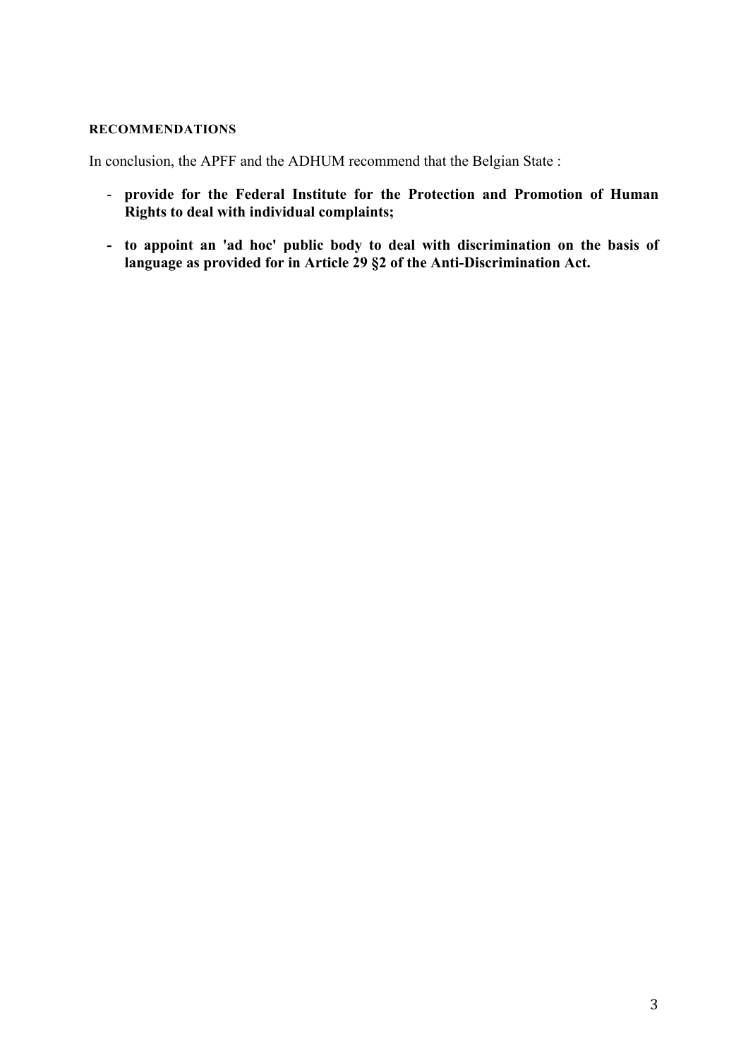**RECOMMENDATIONS**

In conclusion, the APFF and the ADHUM recommend that the Belgian State :

- **provide for the Federal Institute for the Protection and Promotion of Human Rights to deal with individual complaints;**
- **to appoint an 'ad hoc' public body to deal with discrimination on the basis of language as provided for in Article 29 §2 of the Anti-Discrimination Act.**